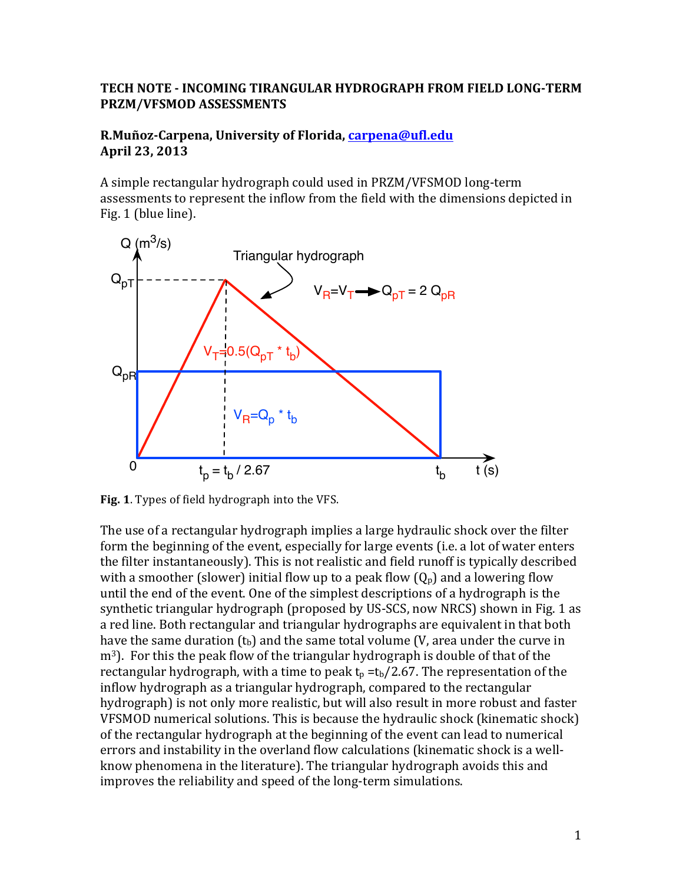# TECH NOTE - INCOMING TIRANGULAR HYDROGRAPH FROM FIELD LONG-TERM PRZM/VFSMOD ASSESSMENTS

**R.Muñoz-Carpena, University of Florida, [carpena@ufl.edu](mailto:carpena@ufl.edu)**
**April 23, 2013**

A simple rectangular hydrograph could used in PRZM/VFSMOD long-term assessments to represent the inflow from the field with the dimensions depicted in Fig. 1 (blue line).

**Fig. 1**. Types of field hydrograph into the VFS.

The use of a rectangular hydrograph implies a large hydraulic shock over the filter form the beginning of the event, especially for large events (i.e. a lot of water enters the filter instantaneously). This is not realistic and field runoff is typically described with a smoother (slower) initial flow up to a peak flow ($Q_p$) and a lowering flow until the end of the event. One of the simplest descriptions of a hydrograph is the synthetic triangular hydrograph (proposed by US-SCS, now NRCS) shown in Fig. 1 as a red line. Both rectangular and triangular hydrographs are equivalent in that both have the same duration ($t_b$) and the same total volume (V, area under the curve in $m^3$). For this the peak flow of the triangular hydrograph is double of that of the rectangular hydrograph, with a time to peak $t_p = t_b/2.67$. The representation of the inflow hydrograph as a triangular hydrograph, compared to the rectangular hydrograph) is not only more realistic, but will also result in more robust and faster VFSMOD numerical solutions. This is because the hydraulic shock (kinematic shock) of the rectangular hydrograph at the beginning of the event can lead to numerical errors and instability in the overland flow calculations (kinematic shock is a well-know phenomena in the literature). The triangular hydrograph avoids this and improves the reliability and speed of the long-term simulations.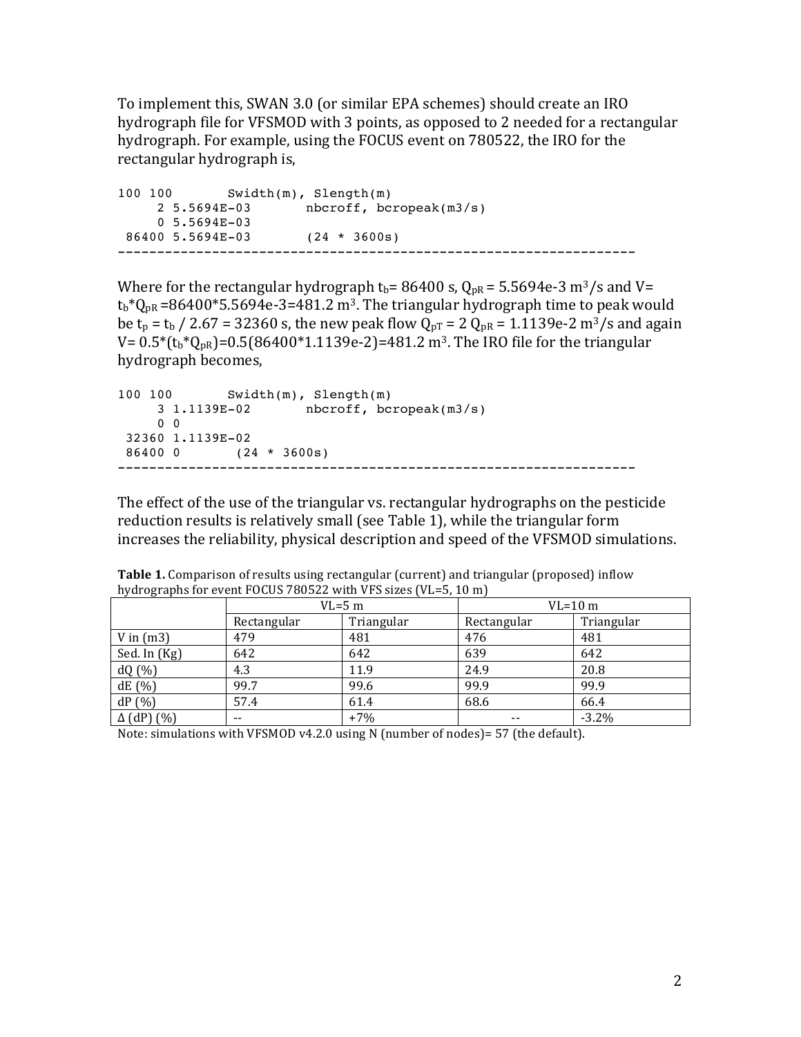To implement this, SWAN 3.0 (or similar EPA schemes) should create an IRO hydrograph file for VFSMOD with 3 points, as opposed to 2 needed for a rectangular hydrograph. For example, using the FOCUS event on 780522, the IRO for the rectangular hydrograph is,

```
100 100       Swidth(m), Slength(m)
     2 5.5694E-03       nbcroff, bcropeak(m3/s)
     0 5.5694E-03
 86400 5.5694E-03       (24 * 3600s)
------------------------------------------------------------------
```

Where for the rectangular hydrograph $t_b$= 86400 s, $Q_{pR}$ = 5.5694e-3 $m^3/s$ and V= $t_b$*$Q_{pR}$ =86400*5.5694e-3=481.2 $m^3$. The triangular hydrograph time to peak would be $t_p = t_b / 2.67$ = 32360 s, the new peak flow $Q_{pT} = 2\ Q_{pR}$ = 1.1139e-2 $m^3/s$ and again V= 0.5*($t_b$*$Q_{pR}$)=0.5(86400*1.1139e-2)=481.2 $m^3$. The IRO file for the triangular hydrograph becomes,

```
100 100       Swidth(m), Slength(m)
     3 1.1139E-02       nbcroff, bcropeak(m3/s)
     0 0
 32360 1.1139E-02
 86400 0       (24 * 3600s)
------------------------------------------------------------------
```

The effect of the use of the triangular vs. rectangular hydrographs on the pesticide reduction results is relatively small (see Table 1), while the triangular form increases the reliability, physical description and speed of the VFSMOD simulations.

**Table 1.** Comparison of results using rectangular (current) and triangular (proposed) inflow hydrographs for event FOCUS 780522 with VFS sizes (VL=5, 10 m)

| | VL=5 m | | VL=10 m | |
|---|---|---|---|---|
| | Rectangular | Triangular | Rectangular | Triangular |
| V in (m3) | 479 | 481 | 476 | 481 |
| Sed. In (Kg) | 642 | 642 | 639 | 642 |
| dQ (%) | 4.3 | 11.9 | 24.9 | 20.8 |
| dE (%) | 99.7 | 99.6 | 99.9 | 99.9 |
| dP (%) | 57.4 | 61.4 | 68.6 | 66.4 |
| Δ (dP) (%) | -- | +7% | -- | -3.2% |

Note: simulations with VFSMOD v4.2.0 using N (number of nodes)= 57 (the default).